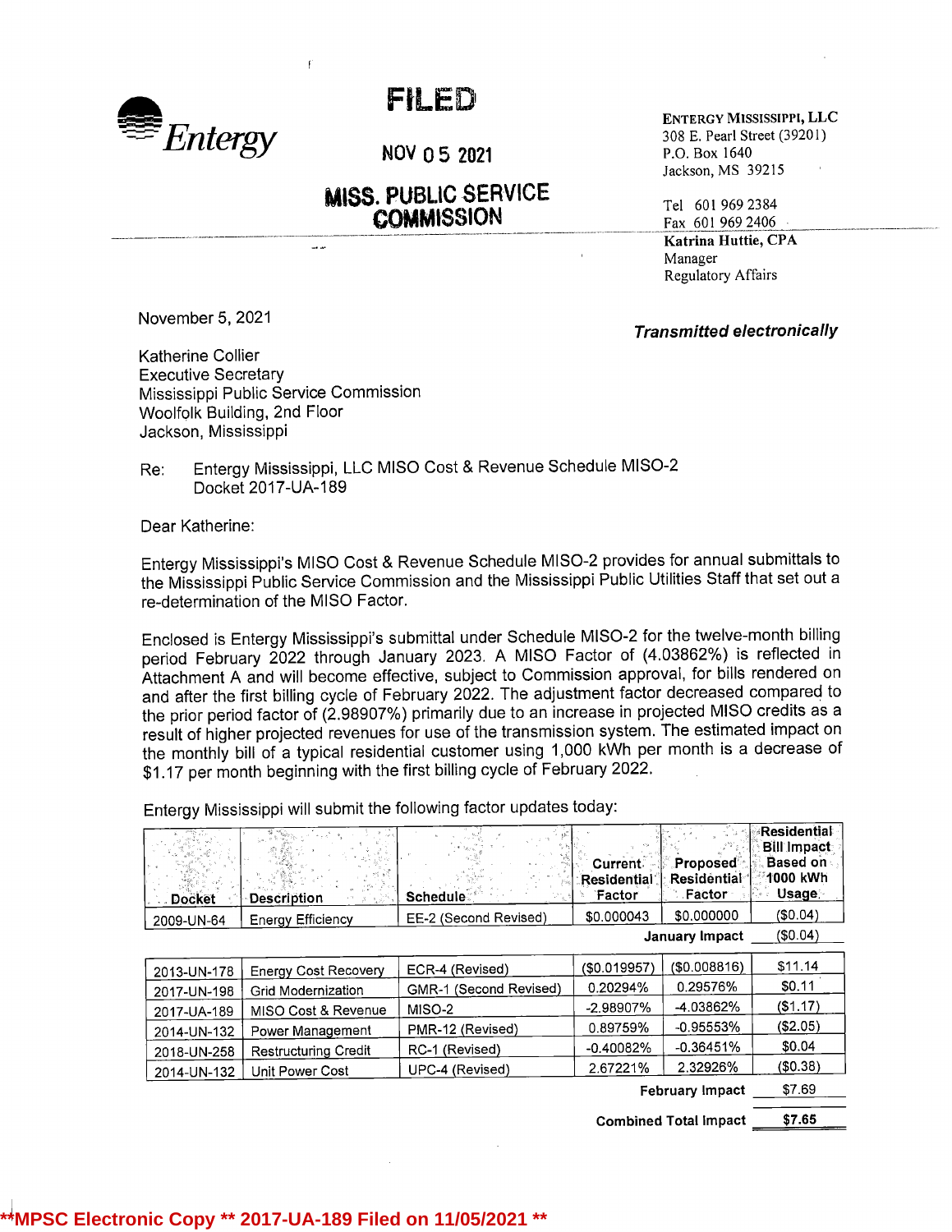Entergy

**FILED**

NOV 05 2021

**MISS. PUBLIC SERVICE COMMISSION**

**ENTERGY MISSISSIPPI, LLC**
308 E. Pearl Street (39201)
P.O. Box 1640
Jackson, MS 39215

Tel 601 969 2384
Fax 601 969 2406

**Katrina Huttie, CPA**
Manager
Regulatory Affairs

November 5, 2021

***Transmitted electronically***

Katherine Collier
Executive Secretary
Mississippi Public Service Commission
Woolfolk Building, 2nd Floor
Jackson, Mississippi

Re: Entergy Mississippi, LLC MISO Cost & Revenue Schedule MISO-2
Docket 2017-UA-189

Dear Katherine:

Entergy Mississippi's MISO Cost & Revenue Schedule MISO-2 provides for annual submittals to the Mississippi Public Service Commission and the Mississippi Public Utilities Staff that set out a re-determination of the MISO Factor.

Enclosed is Entergy Mississippi's submittal under Schedule MISO-2 for the twelve-month billing period February 2022 through January 2023. A MISO Factor of (4.03862%) is reflected in Attachment A and will become effective, subject to Commission approval, for bills rendered on and after the first billing cycle of February 2022. The adjustment factor decreased compared to the prior period factor of (2.98907%) primarily due to an increase in projected MISO credits as a result of higher projected revenues for use of the transmission system. The estimated impact on the monthly bill of a typical residential customer using 1,000 kWh per month is a decrease of $1.17 per month beginning with the first billing cycle of February 2022.

Entergy Mississippi will submit the following factor updates today:

| Docket | Description | Schedule | Current Residential Factor | Proposed Residential Factor | Residential Bill Impact Based on 1000 kWh Usage |
|---|---|---|---|---|---|
| 2009-UN-64 | Energy Efficiency | EE-2 (Second Revised) | $0.000043 | $0.000000 | ($0.04) |
| | | | | **January Impact** | ($0.04) |
| 2013-UN-178 | Energy Cost Recovery | ECR-4 (Revised) | ($0.019957) | ($0.008816) | $11.14 |
| 2017-UN-198 | Grid Modernization | GMR-1 (Second Revised) | 0.20294% | 0.29576% | $0.11 |
| 2017-UA-189 | MISO Cost & Revenue | MISO-2 | -2.98907% | -4.03862% | ($1.17) |
| 2014-UN-132 | Power Management | PMR-12 (Revised) | 0.89759% | -0.95553% | ($2.05) |
| 2018-UN-258 | Restructuring Credit | RC-1 (Revised) | -0.40082% | -0.36451% | $0.04 |
| 2014-UN-132 | Unit Power Cost | UPC-4 (Revised) | 2.67221% | 2.32926% | ($0.38) |
| | | | | **February Impact** | $7.69 |
| | | | | **Combined Total Impact** | **$7.65** |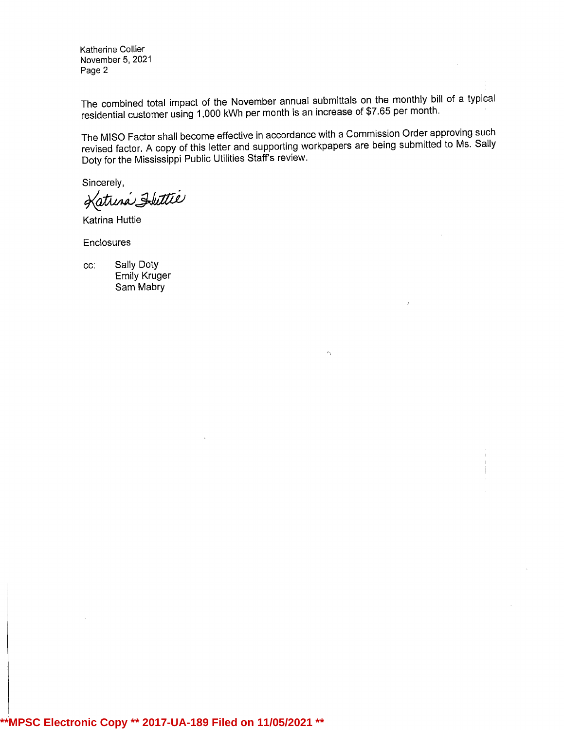The combined total impact of the November annual submittals on the monthly bill of a typical residential customer using 1,000 kWh per month is an increase of $7.65 per month.

The MISO Factor shall become effective in accordance with a Commission Order approving such revised factor. A copy of this letter and supporting workpapers are being submitted to Ms. Sally Doty for the Mississippi Public Utilities Staff's review.

Sincerely,

*Katrina Huttie*

Katrina Huttie

Enclosures

cc: Sally Doty
Emily Kruger
Sam Mabry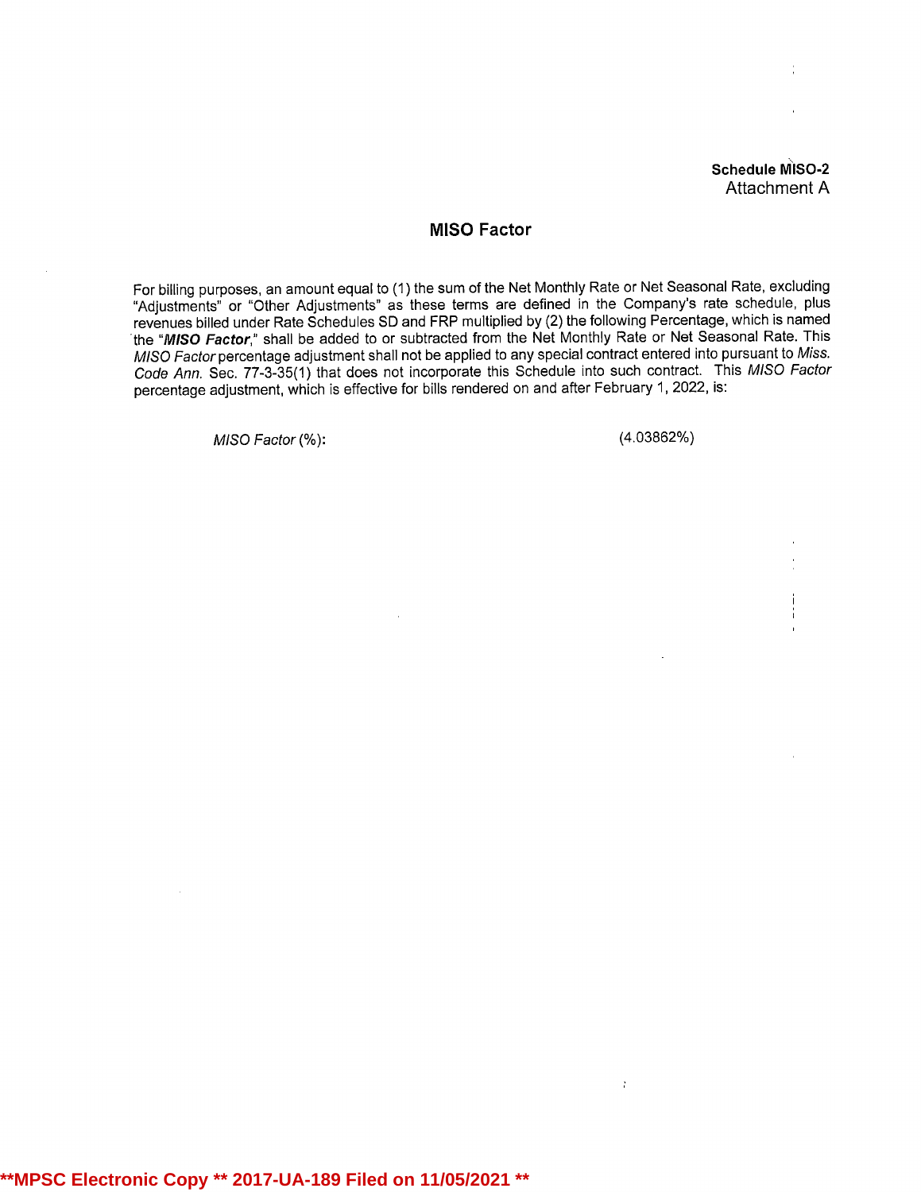**Schedule MISO-2**
Attachment A

## MISO Factor

For billing purposes, an amount equal to (1) the sum of the Net Monthly Rate or Net Seasonal Rate, excluding "Adjustments" or "Other Adjustments" as these terms are defined in the Company's rate schedule, plus revenues billed under Rate Schedules SD and FRP multiplied by (2) the following Percentage, which is named the "***MISO Factor***," shall be added to or subtracted from the Net Monthly Rate or Net Seasonal Rate. This *MISO Factor* percentage adjustment shall not be applied to any special contract entered into pursuant to *Miss. Code Ann.* Sec. 77-3-35(1) that does not incorporate this Schedule into such contract. This *MISO Factor* percentage adjustment, which is effective for bills rendered on and after February 1, 2022, is:

| | |
|---|---|
| *MISO Factor* (%): | (4.03862%) |

**MPSC Electronic Copy ** 2017-UA-189 Filed on 11/05/2021 **